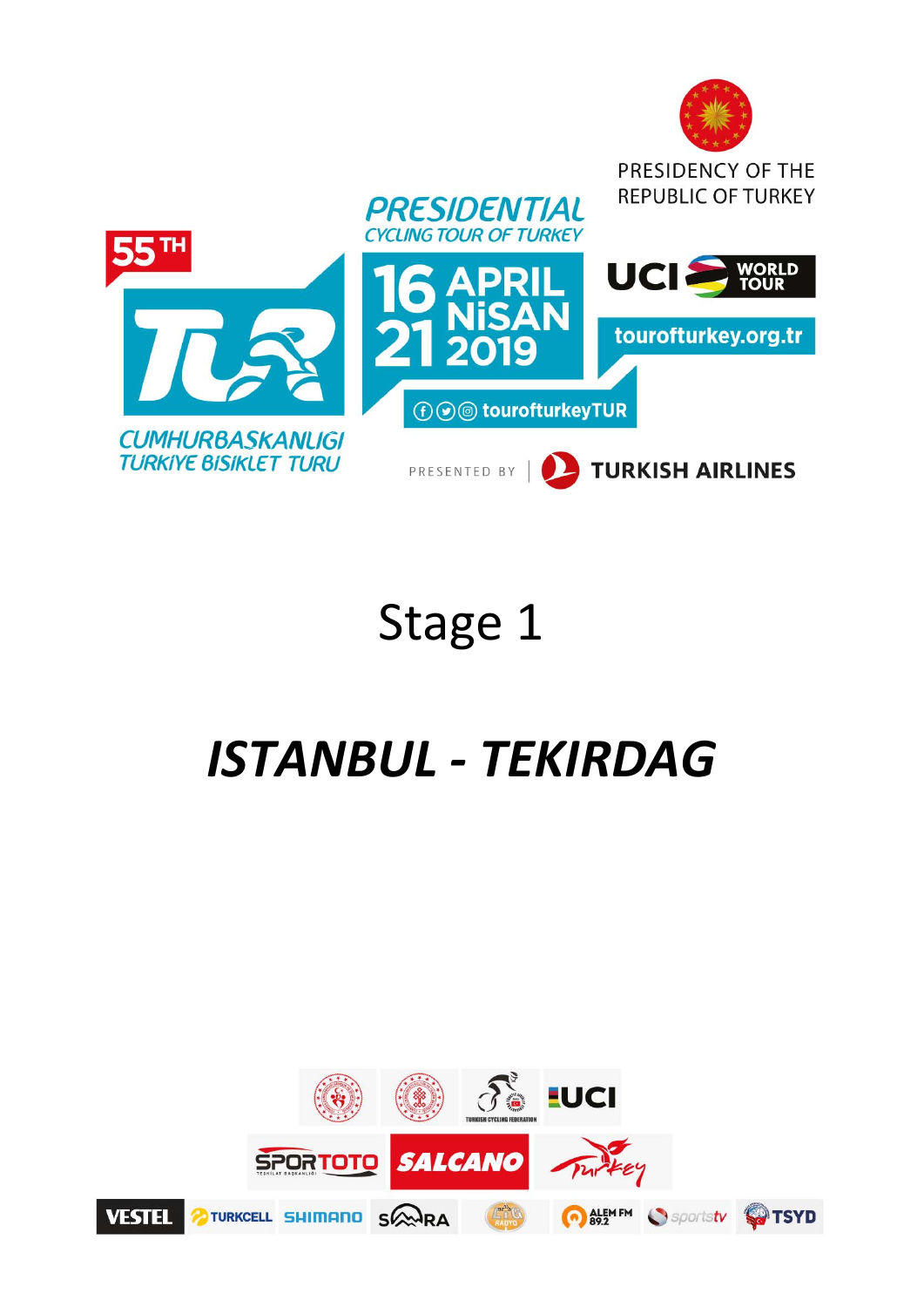PRESIDENCY OF THE REPUBLIC OF TURKEY

55TH

PRESIDENTIAL CYCLING TOUR OF TURKEY

CUMHURBASKANLIGI TURKIYE BISIKLET TURU

16 - 21 APRIL NİSAN 2019

UCI WORLD TOUR

tourofturkey.org.tr

tourofturkeyTUR

PRESENTED BY TURKISH AIRLINES

# Stage 1

# *ISTANBUL - TEKIRDAG*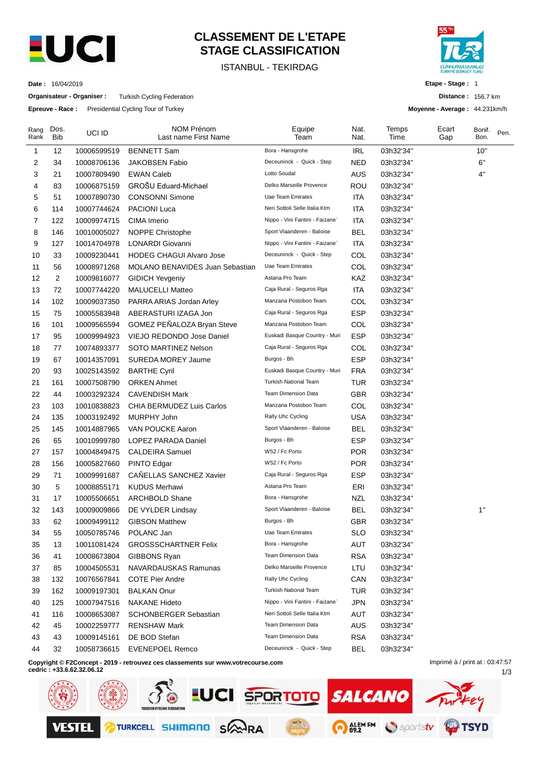# CLASSEMENT DE L'ETAPE
# STAGE CLASSIFICATION

ISTANBUL - TEKIRDAG

**Date :** 16/04/2019

**Organisateur - Organiser :** Turkish Cycling Federation

**Epreuve - Race :** Presidential Cycling Tour of Turkey

**Etape - Stage :** 1

**Distance :** 156.7 km

**Moyenne - Average :** 44.231km/h

| Rang Rank | Dos. Bib | UCI ID | NOM Prénom Last name First Name | Equipe Team | Nat. Nat. | Temps Time | Ecart Gap | Bonif. Bon. | Pen. |
|---|---|---|---|---|---|---|---|---|---|
| 1 | 12 | 10006599519 | BENNETT Sam | Bora - Hansgrohe | IRL | 03h32'34'' | | 10'' | |
| 2 | 34 | 10008706136 | JAKOBSEN Fabio | Deceuninck - Quick - Step | NED | 03h32'34'' | | 6'' | |
| 3 | 21 | 10007809490 | EWAN Caleb | Lotto Soudal | AUS | 03h32'34'' | | 4'' | |
| 4 | 83 | 10006875159 | GROŠU Eduard-Michael | Delko Marseille Provence | ROU | 03h32'34'' | | | |
| 5 | 51 | 10007890730 | CONSONNI Simone | Uae Team Emirates | ITA | 03h32'34'' | | | |
| 6 | 114 | 10007744624 | PACIONI Luca | Neri Sottoli Selle Italia Ktm | ITA | 03h32'34'' | | | |
| 7 | 122 | 10009974715 | CIMA Imerio | Nippo - Vini Fantini - Faizane` | ITA | 03h32'34'' | | | |
| 8 | 146 | 10010005027 | NOPPE Christophe | Sport Vlaanderen - Baloise | BEL | 03h32'34'' | | | |
| 9 | 127 | 10014704978 | LONARDI Giovanni | Nippo - Vini Fantini - Faizane` | ITA | 03h32'34'' | | | |
| 10 | 33 | 10009230441 | HODEG CHAGUI Alvaro Jose | Deceuninck - Quick - Step | COL | 03h32'34'' | | | |
| 11 | 56 | 10008971268 | MOLANO BENAVIDES Juan Sebastian | Uae Team Emirates | COL | 03h32'34'' | | | |
| 12 | 2 | 10009816077 | GIDICH Yevgeniy | Astana Pro Team | KAZ | 03h32'34'' | | | |
| 13 | 72 | 10007744220 | MALUCELLI Matteo | Caja Rural - Seguros Rga | ITA | 03h32'34'' | | | |
| 14 | 102 | 10009037350 | PARRA ARIAS Jordan Arley | Manzana Postobon Team | COL | 03h32'34'' | | | |
| 15 | 75 | 10005583948 | ABERASTURI IZAGA Jon | Caja Rural - Seguros Rga | ESP | 03h32'34'' | | | |
| 16 | 101 | 10009565594 | GOMEZ PEÑALOZA Bryan Steve | Manzana Postobon Team | COL | 03h32'34'' | | | |
| 17 | 95 | 10009994923 | VIEJO REDONDO Jose Daniel | Euskadi Basque Country - Muri | ESP | 03h32'34'' | | | |
| 18 | 77 | 10074893377 | SOTO MARTINEZ Nelson | Caja Rural - Seguros Rga | COL | 03h32'34'' | | | |
| 19 | 67 | 10014357091 | SUREDA MOREY Jaume | Burgos - Bh | ESP | 03h32'34'' | | | |
| 20 | 93 | 10025143592 | BARTHE Cyril | Euskadi Basque Country - Muri | FRA | 03h32'34'' | | | |
| 21 | 161 | 10007508790 | ORKEN Ahmet | Turkish National Team | TUR | 03h32'34'' | | | |
| 22 | 44 | 10003292324 | CAVENDISH Mark | Team Dimension Data | GBR | 03h32'34'' | | | |
| 23 | 103 | 10010838823 | CHIA BERMUDEZ Luis Carlos | Manzana Postobon Team | COL | 03h32'34'' | | | |
| 24 | 135 | 10003192492 | MURPHY John | Rally Uhc Cycling | USA | 03h32'34'' | | | |
| 25 | 145 | 10014887965 | VAN POUCKE Aaron | Sport Vlaanderen - Baloise | BEL | 03h32'34'' | | | |
| 26 | 65 | 10010999780 | LOPEZ PARADA Daniel | Burgos - Bh | ESP | 03h32'34'' | | | |
| 27 | 157 | 10004849475 | CALDEIRA Samuel | W52 / Fc Porto | POR | 03h32'34'' | | | |
| 28 | 156 | 10005827660 | PINTO Edgar | W52 / Fc Porto | POR | 03h32'34'' | | | |
| 29 | 71 | 10009991687 | CAÑELLAS SANCHEZ Xavier | Caja Rural - Seguros Rga | ESP | 03h32'34'' | | | |
| 30 | 5 | 10008855171 | KUDUS Merhawi | Astana Pro Team | ERI | 03h32'34'' | | | |
| 31 | 17 | 10005506651 | ARCHBOLD Shane | Bora - Hansgrohe | NZL | 03h32'34'' | | | |
| 32 | 143 | 10009009866 | DE VYLDER Lindsay | Sport Vlaanderen - Baloise | BEL | 03h32'34'' | | 1'' | |
| 33 | 62 | 10009499112 | GIBSON Matthew | Burgos - Bh | GBR | 03h32'34'' | | | |
| 34 | 55 | 10050785746 | POLANC Jan | Uae Team Emirates | SLO | 03h32'34'' | | | |
| 35 | 13 | 10011081424 | GROSSSCHARTNER Felix | Bora - Hansgrohe | AUT | 03h32'34'' | | | |
| 36 | 41 | 10008673804 | GIBBONS Ryan | Team Dimension Data | RSA | 03h32'34'' | | | |
| 37 | 85 | 10004505531 | NAVARDAUSKAS Ramunas | Delko Marseille Provence | LTU | 03h32'34'' | | | |
| 38 | 132 | 10076567841 | COTE Pier Andre | Rally Uhc Cycling | CAN | 03h32'34'' | | | |
| 39 | 162 | 10009197301 | BALKAN Onur | Turkish National Team | TUR | 03h32'34'' | | | |
| 40 | 125 | 10007947516 | NAKANE Hideto | Nippo - Vini Fantini - Faizane` | JPN | 03h32'34'' | | | |
| 41 | 116 | 10008653087 | SCHONBERGER Sebastian | Neri Sottoli Selle Italia Ktm | AUT | 03h32'34'' | | | |
| 42 | 45 | 10002259777 | RENSHAW Mark | Team Dimension Data | AUS | 03h32'34'' | | | |
| 43 | 43 | 10009145161 | DE BOD Stefan | Team Dimension Data | RSA | 03h32'34'' | | | |
| 44 | 32 | 10058736615 | EVENEPOEL Remco | Deceuninck - Quick - Step | BEL | 03h32'34'' | | | |

**Copyright © F2Concept - 2019 - retrouvez ces classements sur www.votrecourse.com**
**cedric : +33.6.62.32.06.12**

Imprimé à / print at : 03:47:57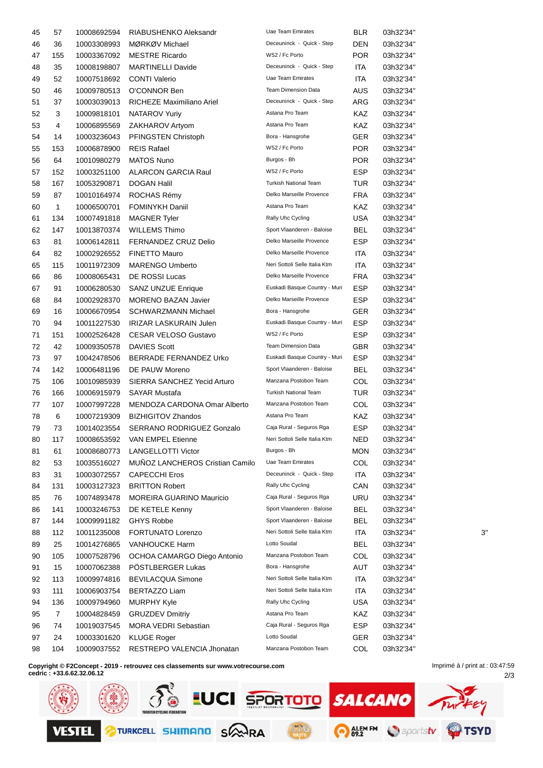| | | | | | | | |
|---|---|---|---|---|---|---|---|
| 45 | 57 | 10008692594 | RIABUSHENKO Aleksandr | Uae Team Emirates | BLR | 03h32'34'' | |
| 46 | 36 | 10003308993 | MØRKØV Michael | Deceuninck - Quick - Step | DEN | 03h32'34'' | |
| 47 | 155 | 10003367092 | MESTRE Ricardo | W52 / Fc Porto | POR | 03h32'34'' | |
| 48 | 35 | 10008198807 | MARTINELLI Davide | Deceuninck - Quick - Step | ITA | 03h32'34'' | |
| 49 | 52 | 10007518692 | CONTI Valerio | Uae Team Emirates | ITA | 03h32'34'' | |
| 50 | 46 | 10009780513 | O'CONNOR Ben | Team Dimension Data | AUS | 03h32'34'' | |
| 51 | 37 | 10003039013 | RICHEZE Maximiliano Ariel | Deceuninck - Quick - Step | ARG | 03h32'34'' | |
| 52 | 3 | 10009818101 | NATAROV Yuriy | Astana Pro Team | KAZ | 03h32'34'' | |
| 53 | 4 | 10006895569 | ZAKHAROV Artyom | Astana Pro Team | KAZ | 03h32'34'' | |
| 54 | 14 | 10003236043 | PFINGSTEN Christoph | Bora - Hansgrohe | GER | 03h32'34'' | |
| 55 | 153 | 10006878900 | REIS Rafael | W52 / Fc Porto | POR | 03h32'34'' | |
| 56 | 64 | 10010980279 | MATOS Nuno | Burgos - Bh | POR | 03h32'34'' | |
| 57 | 152 | 10003251100 | ALARCON GARCIA Raul | W52 / Fc Porto | ESP | 03h32'34'' | |
| 58 | 167 | 10053290871 | DOGAN Halil | Turkish National Team | TUR | 03h32'34'' | |
| 59 | 87 | 10010164974 | ROCHAS Rémy | Delko Marseille Provence | FRA | 03h32'34'' | |
| 60 | 1 | 10006500701 | FOMINYKH Daniil | Astana Pro Team | KAZ | 03h32'34'' | |
| 61 | 134 | 10007491818 | MAGNER Tyler | Rally Uhc Cycling | USA | 03h32'34'' | |
| 62 | 147 | 10013870374 | WILLEMS Thimo | Sport Vlaanderen - Baloise | BEL | 03h32'34'' | |
| 63 | 81 | 10006142811 | FERNANDEZ CRUZ Delio | Delko Marseille Provence | ESP | 03h32'34'' | |
| 64 | 82 | 10002926552 | FINETTO Mauro | Delko Marseille Provence | ITA | 03h32'34'' | |
| 65 | 115 | 10011972309 | MARENGO Umberto | Neri Sottoli Selle Italia Ktm | ITA | 03h32'34'' | |
| 66 | 86 | 10008065431 | DE ROSSI Lucas | Delko Marseille Provence | FRA | 03h32'34'' | |
| 67 | 91 | 10006280530 | SANZ UNZUE Enrique | Euskadi Basque Country - Muri | ESP | 03h32'34'' | |
| 68 | 84 | 10002928370 | MORENO BAZAN Javier | Delko Marseille Provence | ESP | 03h32'34'' | |
| 69 | 16 | 10006670954 | SCHWARZMANN Michael | Bora - Hansgrohe | GER | 03h32'34'' | |
| 70 | 94 | 10011227530 | IRIZAR LASKURAIN Julen | Euskadi Basque Country - Muri | ESP | 03h32'34'' | |
| 71 | 151 | 10002526428 | CESAR VELOSO Gustavo | W52 / Fc Porto | ESP | 03h32'34'' | |
| 72 | 42 | 10009350578 | DAVIES Scott | Team Dimension Data | GBR | 03h32'34'' | |
| 73 | 97 | 10042478506 | BERRADE FERNANDEZ Urko | Euskadi Basque Country - Muri | ESP | 03h32'34'' | |
| 74 | 142 | 10006481196 | DE PAUW Moreno | Sport Vlaanderen - Baloise | BEL | 03h32'34'' | |
| 75 | 106 | 10010985939 | SIERRA SANCHEZ Yecid Arturo | Manzana Postobon Team | COL | 03h32'34'' | |
| 76 | 166 | 10006915979 | SAYAR Mustafa | Turkish National Team | TUR | 03h32'34'' | |
| 77 | 107 | 10007997228 | MENDOZA CARDONA Omar Alberto | Manzana Postobon Team | COL | 03h32'34'' | |
| 78 | 6 | 10007219309 | BIZHIGITOV Zhandos | Astana Pro Team | KAZ | 03h32'34'' | |
| 79 | 73 | 10014023554 | SERRANO RODRIGUEZ Gonzalo | Caja Rural - Seguros Rga | ESP | 03h32'34'' | |
| 80 | 117 | 10008653592 | VAN EMPEL Etienne | Neri Sottoli Selle Italia Ktm | NED | 03h32'34'' | |
| 81 | 61 | 10008680773 | LANGELLOTTI Victor | Burgos - Bh | MON | 03h32'34'' | |
| 82 | 53 | 10035516027 | MUÑOZ LANCHEROS Cristian Camilo | Uae Team Emirates | COL | 03h32'34'' | |
| 83 | 31 | 10003072557 | CAPECCHI Eros | Deceuninck - Quick - Step | ITA | 03h32'34'' | |
| 84 | 131 | 10003127323 | BRITTON Robert | Rally Uhc Cycling | CAN | 03h32'34'' | |
| 85 | 76 | 10074893478 | MOREIRA GUARINO Mauricio | Caja Rural - Seguros Rga | URU | 03h32'34'' | |
| 86 | 141 | 10003246753 | DE KETELE Kenny | Sport Vlaanderen - Baloise | BEL | 03h32'34'' | |
| 87 | 144 | 10009991182 | GHYS Robbe | Sport Vlaanderen - Baloise | BEL | 03h32'34'' | |
| 88 | 112 | 10011235008 | FORTUNATO Lorenzo | Neri Sottoli Selle Italia Ktm | ITA | 03h32'34'' | 3'' |
| 89 | 25 | 10014276865 | VANHOUCKE Harm | Lotto Soudal | BEL | 03h32'34'' | |
| 90 | 105 | 10007528796 | OCHOA CAMARGO Diego Antonio | Manzana Postobon Team | COL | 03h32'34'' | |
| 91 | 15 | 10007062388 | PÖSTLBERGER Lukas | Bora - Hansgrohe | AUT | 03h32'34'' | |
| 92 | 113 | 10009974816 | BEVILACQUA Simone | Neri Sottoli Selle Italia Ktm | ITA | 03h32'34'' | |
| 93 | 111 | 10006903754 | BERTAZZO Liam | Neri Sottoli Selle Italia Ktm | ITA | 03h32'34'' | |
| 94 | 136 | 10009794960 | MURPHY Kyle | Rally Uhc Cycling | USA | 03h32'34'' | |
| 95 | 7 | 10004828459 | GRUZDEV Dmitriy | Astana Pro Team | KAZ | 03h32'34'' | |
| 96 | 74 | 10019037545 | MORA VEDRI Sebastian | Caja Rural - Seguros Rga | ESP | 03h32'34'' | |
| 97 | 24 | 10003301620 | KLUGE Roger | Lotto Soudal | GER | 03h32'34'' | |
| 98 | 104 | 10009037552 | RESTREPO VALENCIA Jhonatan | Manzana Postobon Team | COL | 03h32'34'' | |

**Copyright © F2Concept - 2019 - retrouvez ces classements sur www.votrecourse.com**
**cedric : +33.6.62.32.06.12**

Imprimé à / print at : 03:47:59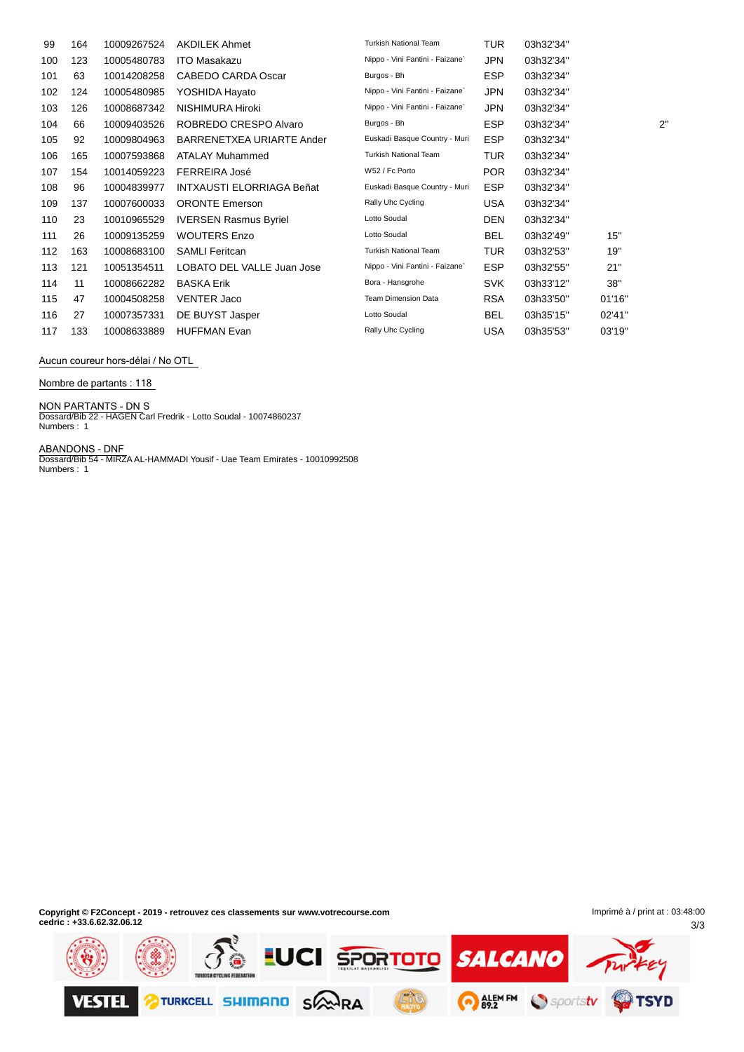| | | | | | | | | |
|---|---|---|---|---|---|---|---|---|
| 99 | 164 | 10009267524 | AKDILEK Ahmet | Turkish National Team | TUR | 03h32'34'' | | |
| 100 | 123 | 10005480783 | ITO Masakazu | Nippo - Vini Fantini - Faizane` | JPN | 03h32'34'' | | |
| 101 | 63 | 10014208258 | CABEDO CARDA Oscar | Burgos - Bh | ESP | 03h32'34'' | | |
| 102 | 124 | 10005480985 | YOSHIDA Hayato | Nippo - Vini Fantini - Faizane` | JPN | 03h32'34'' | | |
| 103 | 126 | 10008687342 | NISHIMURA Hiroki | Nippo - Vini Fantini - Faizane` | JPN | 03h32'34'' | | |
| 104 | 66 | 10009403526 | ROBREDO CRESPO Alvaro | Burgos - Bh | ESP | 03h32'34'' | | 2'' |
| 105 | 92 | 10009804963 | BARRENETXEA URIARTE Ander | Euskadi Basque Country - Muri | ESP | 03h32'34'' | | |
| 106 | 165 | 10007593868 | ATALAY Muhammed | Turkish National Team | TUR | 03h32'34'' | | |
| 107 | 154 | 10014059223 | FERREIRA José | W52 / Fc Porto | POR | 03h32'34'' | | |
| 108 | 96 | 10004839977 | INTXAUSTI ELORRIAGA Beñat | Euskadi Basque Country - Muri | ESP | 03h32'34'' | | |
| 109 | 137 | 10007600033 | ORONTE Emerson | Rally Uhc Cycling | USA | 03h32'34'' | | |
| 110 | 23 | 10010965529 | IVERSEN Rasmus Byriel | Lotto Soudal | DEN | 03h32'34'' | | |
| 111 | 26 | 10009135259 | WOUTERS Enzo | Lotto Soudal | BEL | 03h32'49'' | 15'' | |
| 112 | 163 | 10008683100 | SAMLI Feritcan | Turkish National Team | TUR | 03h32'53'' | 19'' | |
| 113 | 121 | 10051354511 | LOBATO DEL VALLE Juan Jose | Nippo - Vini Fantini - Faizane` | ESP | 03h32'55'' | 21'' | |
| 114 | 11 | 10008662282 | BASKA Erik | Bora - Hansgrohe | SVK | 03h33'12'' | 38'' | |
| 115 | 47 | 10004508258 | VENTER Jaco | Team Dimension Data | RSA | 03h33'50'' | 01'16'' | |
| 116 | 27 | 10007357331 | DE BUYST Jasper | Lotto Soudal | BEL | 03h35'15'' | 02'41'' | |
| 117 | 133 | 10008633889 | HUFFMAN Evan | Rally Uhc Cycling | USA | 03h35'53'' | 03'19'' | |

Aucun coureur hors-délai / No OTL

Nombre de partants : 118

NON PARTANTS - DN S
Dossard/Bib 22 - HAGEN Carl Fredrik - Lotto Soudal - 10074860237
Numbers : 1

ABANDONS - DNF
Dossard/Bib 54 - MIRZA AL-HAMMADI Yousif - Uae Team Emirates - 10010992508
Numbers : 1

**Copyright © F2Concept - 2019 - retrouvez ces classements sur www.votrecourse.com**
**cedric : +33.6.62.32.06.12**

Imprimé à / print at : 03:48:00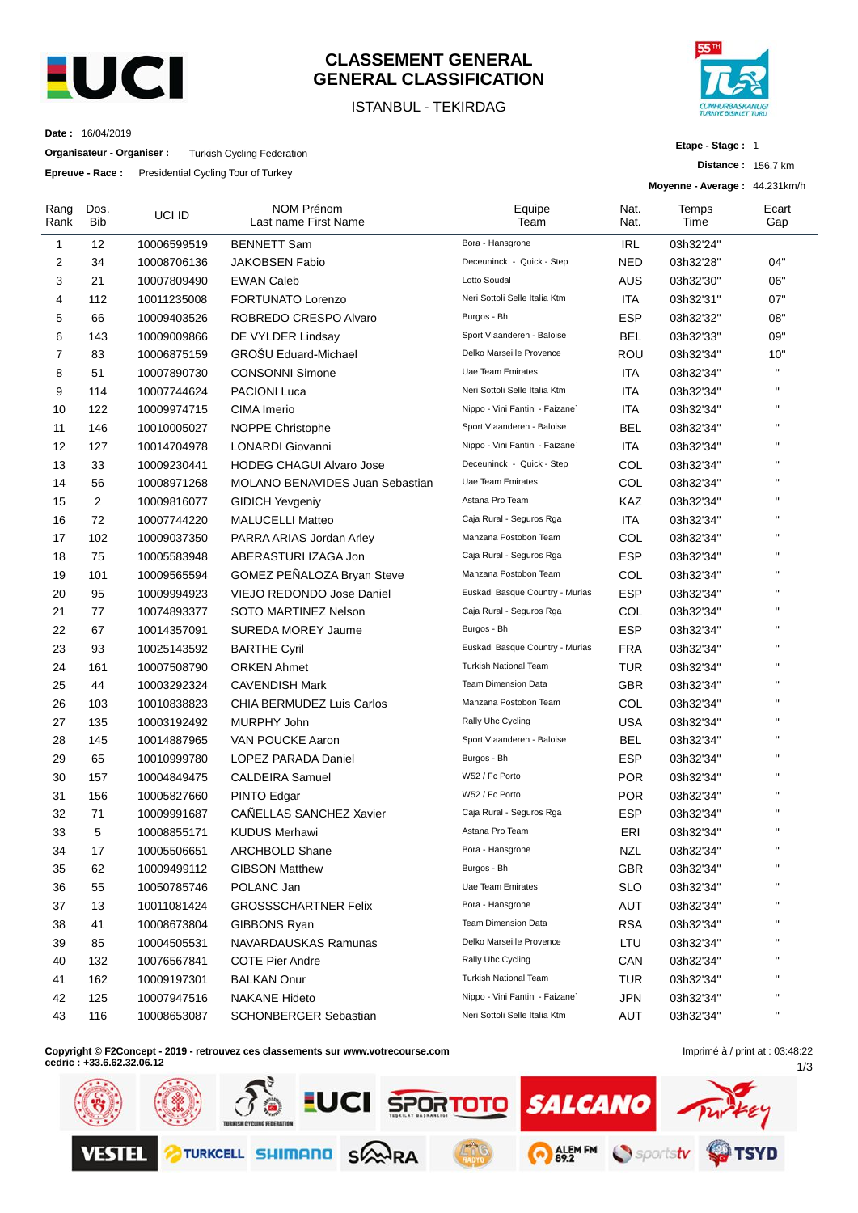# CLASSEMENT GENERAL
# GENERAL CLASSIFICATION

ISTANBUL - TEKIRDAG

**Date :** 16/04/2019

**Organisateur - Organiser :** Turkish Cycling Federation

**Epreuve - Race :** Presidential Cycling Tour of Turkey

**Etape - Stage :** 1

**Distance :** 156.7 km

**Moyenne - Average :** 44.231km/h

| Rang Rank | Dos. Bib | UCI ID | NOM Prénom Last name First Name | Equipe Team | Nat. Nat. | Temps Time | Ecart Gap |
|---|---|---|---|---|---|---|---|
| 1 | 12 | 10006599519 | BENNETT Sam | Bora - Hansgrohe | IRL | 03h32'24" | |
| 2 | 34 | 10008706136 | JAKOBSEN Fabio | Deceuninck - Quick - Step | NED | 03h32'28" | 04" |
| 3 | 21 | 10007809490 | EWAN Caleb | Lotto Soudal | AUS | 03h32'30" | 06" |
| 4 | 112 | 10011235008 | FORTUNATO Lorenzo | Neri Sottoli Selle Italia Ktm | ITA | 03h32'31" | 07" |
| 5 | 66 | 10009403526 | ROBREDO CRESPO Alvaro | Burgos - Bh | ESP | 03h32'32" | 08" |
| 6 | 143 | 10009009866 | DE VYLDER Lindsay | Sport Vlaanderen - Baloise | BEL | 03h32'33" | 09" |
| 7 | 83 | 10006875159 | GROŠU Eduard-Michael | Delko Marseille Provence | ROU | 03h32'34" | 10" |
| 8 | 51 | 10007890730 | CONSONNI Simone | Uae Team Emirates | ITA | 03h32'34" | " |
| 9 | 114 | 10007744624 | PACIONI Luca | Neri Sottoli Selle Italia Ktm | ITA | 03h32'34" | " |
| 10 | 122 | 10009974715 | CIMA Imerio | Nippo - Vini Fantini - Faizane` | ITA | 03h32'34" | " |
| 11 | 146 | 10010005027 | NOPPE Christophe | Sport Vlaanderen - Baloise | BEL | 03h32'34" | " |
| 12 | 127 | 10014704978 | LONARDI Giovanni | Nippo - Vini Fantini - Faizane` | ITA | 03h32'34" | " |
| 13 | 33 | 10009230441 | HODEG CHAGUI Alvaro Jose | Deceuninck - Quick - Step | COL | 03h32'34" | " |
| 14 | 56 | 10008971268 | MOLANO BENAVIDES Juan Sebastian | Uae Team Emirates | COL | 03h32'34" | " |
| 15 | 2 | 10009816077 | GIDICH Yevgeniy | Astana Pro Team | KAZ | 03h32'34" | " |
| 16 | 72 | 10007744220 | MALUCELLI Matteo | Caja Rural - Seguros Rga | ITA | 03h32'34" | " |
| 17 | 102 | 10009037350 | PARRA ARIAS Jordan Arley | Manzana Postobon Team | COL | 03h32'34" | " |
| 18 | 75 | 10005583948 | ABERASTURI IZAGA Jon | Caja Rural - Seguros Rga | ESP | 03h32'34" | " |
| 19 | 101 | 10009565594 | GOMEZ PEÑALOZA Bryan Steve | Manzana Postobon Team | COL | 03h32'34" | " |
| 20 | 95 | 10009994923 | VIEJO REDONDO Jose Daniel | Euskadi Basque Country - Murias | ESP | 03h32'34" | " |
| 21 | 77 | 10074893377 | SOTO MARTINEZ Nelson | Caja Rural - Seguros Rga | COL | 03h32'34" | " |
| 22 | 67 | 10014357091 | SUREDA MOREY Jaume | Burgos - Bh | ESP | 03h32'34" | " |
| 23 | 93 | 10025143592 | BARTHE Cyril | Euskadi Basque Country - Murias | FRA | 03h32'34" | " |
| 24 | 161 | 10007508790 | ORKEN Ahmet | Turkish National Team | TUR | 03h32'34" | " |
| 25 | 44 | 10003292324 | CAVENDISH Mark | Team Dimension Data | GBR | 03h32'34" | " |
| 26 | 103 | 10010838823 | CHIA BERMUDEZ Luis Carlos | Manzana Postobon Team | COL | 03h32'34" | " |
| 27 | 135 | 10003192492 | MURPHY John | Rally Uhc Cycling | USA | 03h32'34" | " |
| 28 | 145 | 10014887965 | VAN POUCKE Aaron | Sport Vlaanderen - Baloise | BEL | 03h32'34" | " |
| 29 | 65 | 10010999780 | LOPEZ PARADA Daniel | Burgos - Bh | ESP | 03h32'34" | " |
| 30 | 157 | 10004849475 | CALDEIRA Samuel | W52 / Fc Porto | POR | 03h32'34" | " |
| 31 | 156 | 10005827660 | PINTO Edgar | W52 / Fc Porto | POR | 03h32'34" | " |
| 32 | 71 | 10009991687 | CAÑELLAS SANCHEZ Xavier | Caja Rural - Seguros Rga | ESP | 03h32'34" | " |
| 33 | 5 | 10008855171 | KUDUS Merhawi | Astana Pro Team | ERI | 03h32'34" | " |
| 34 | 17 | 10005506651 | ARCHBOLD Shane | Bora - Hansgrohe | NZL | 03h32'34" | " |
| 35 | 62 | 10009499112 | GIBSON Matthew | Burgos - Bh | GBR | 03h32'34" | " |
| 36 | 55 | 10050785746 | POLANC Jan | Uae Team Emirates | SLO | 03h32'34" | " |
| 37 | 13 | 10011081424 | GROSSSCHARTNER Felix | Bora - Hansgrohe | AUT | 03h32'34" | " |
| 38 | 41 | 10008673804 | GIBBONS Ryan | Team Dimension Data | RSA | 03h32'34" | " |
| 39 | 85 | 10004505531 | NAVARDAUSKAS Ramunas | Delko Marseille Provence | LTU | 03h32'34" | " |
| 40 | 132 | 10076567841 | COTE Pier Andre | Rally Uhc Cycling | CAN | 03h32'34" | " |
| 41 | 162 | 10009197301 | BALKAN Onur | Turkish National Team | TUR | 03h32'34" | " |
| 42 | 125 | 10007947516 | NAKANE Hideto | Nippo - Vini Fantini - Faizane` | JPN | 03h32'34" | " |
| 43 | 116 | 10008653087 | SCHONBERGER Sebastian | Neri Sottoli Selle Italia Ktm | AUT | 03h32'34" | " |

**Copyright © F2Concept - 2019 - retrouvez ces classements sur www.votrecourse.com**
**cedric : +33.6.62.32.06.12**

Imprimé à / print at : 03:48:22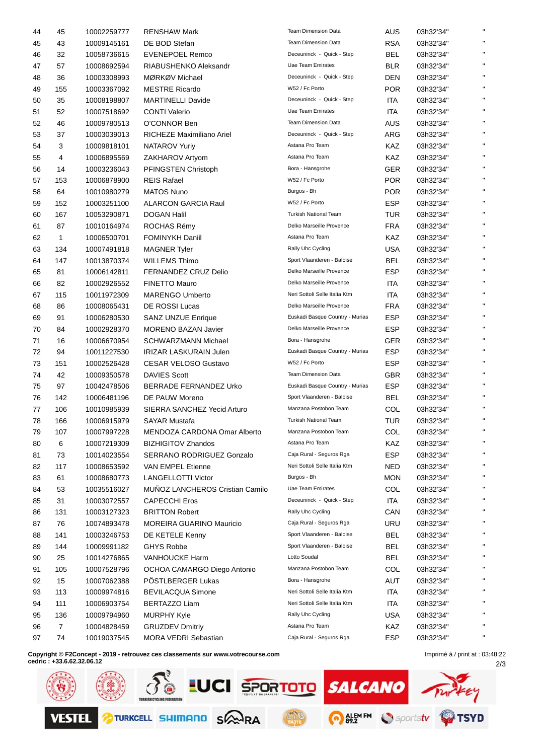| | | | | | | | |
|---|---|---|---|---|---|---|---|
| 44 | 45 | 10002259777 | RENSHAW Mark | Team Dimension Data | AUS | 03h32'34" | " |
| 45 | 43 | 10009145161 | DE BOD Stefan | Team Dimension Data | RSA | 03h32'34" | " |
| 46 | 32 | 10058736615 | EVENEPOEL Remco | Deceuninck - Quick - Step | BEL | 03h32'34" | " |
| 47 | 57 | 10008692594 | RIABUSHENKO Aleksandr | Uae Team Emirates | BLR | 03h32'34" | " |
| 48 | 36 | 10003308993 | MØRKØV Michael | Deceuninck - Quick - Step | DEN | 03h32'34" | " |
| 49 | 155 | 10003367092 | MESTRE Ricardo | W52 / Fc Porto | POR | 03h32'34" | " |
| 50 | 35 | 10008198807 | MARTINELLI Davide | Deceuninck - Quick - Step | ITA | 03h32'34" | " |
| 51 | 52 | 10007518692 | CONTI Valerio | Uae Team Emirates | ITA | 03h32'34" | " |
| 52 | 46 | 10009780513 | O'CONNOR Ben | Team Dimension Data | AUS | 03h32'34" | " |
| 53 | 37 | 10003039013 | RICHEZE Maximiliano Ariel | Deceuninck - Quick - Step | ARG | 03h32'34" | " |
| 54 | 3 | 10009818101 | NATAROV Yuriy | Astana Pro Team | KAZ | 03h32'34" | " |
| 55 | 4 | 10006895569 | ZAKHAROV Artyom | Astana Pro Team | KAZ | 03h32'34" | " |
| 56 | 14 | 10003236043 | PFINGSTEN Christoph | Bora - Hansgrohe | GER | 03h32'34" | " |
| 57 | 153 | 10006878900 | REIS Rafael | W52 / Fc Porto | POR | 03h32'34" | " |
| 58 | 64 | 10010980279 | MATOS Nuno | Burgos - Bh | POR | 03h32'34" | " |
| 59 | 152 | 10003251100 | ALARCON GARCIA Raul | W52 / Fc Porto | ESP | 03h32'34" | " |
| 60 | 167 | 10053290871 | DOGAN Halil | Turkish National Team | TUR | 03h32'34" | " |
| 61 | 87 | 10010164974 | ROCHAS Rémy | Delko Marseille Provence | FRA | 03h32'34" | " |
| 62 | 1 | 10006500701 | FOMINYKH Daniil | Astana Pro Team | KAZ | 03h32'34" | " |
| 63 | 134 | 10007491818 | MAGNER Tyler | Rally Uhc Cycling | USA | 03h32'34" | " |
| 64 | 147 | 10013870374 | WILLEMS Thimo | Sport Vlaanderen - Baloise | BEL | 03h32'34" | " |
| 65 | 81 | 10006142811 | FERNANDEZ CRUZ Delio | Delko Marseille Provence | ESP | 03h32'34" | " |
| 66 | 82 | 10002926552 | FINETTO Mauro | Delko Marseille Provence | ITA | 03h32'34" | " |
| 67 | 115 | 10011972309 | MARENGO Umberto | Neri Sottoli Selle Italia Ktm | ITA | 03h32'34" | " |
| 68 | 86 | 10008065431 | DE ROSSI Lucas | Delko Marseille Provence | FRA | 03h32'34" | " |
| 69 | 91 | 10006280530 | SANZ UNZUE Enrique | Euskadi Basque Country - Murias | ESP | 03h32'34" | " |
| 70 | 84 | 10002928370 | MORENO BAZAN Javier | Delko Marseille Provence | ESP | 03h32'34" | " |
| 71 | 16 | 10006670954 | SCHWARZMANN Michael | Bora - Hansgrohe | GER | 03h32'34" | " |
| 72 | 94 | 10011227530 | IRIZAR LASKURAIN Julen | Euskadi Basque Country - Murias | ESP | 03h32'34" | " |
| 73 | 151 | 10002526428 | CESAR VELOSO Gustavo | W52 / Fc Porto | ESP | 03h32'34" | " |
| 74 | 42 | 10009350578 | DAVIES Scott | Team Dimension Data | GBR | 03h32'34" | " |
| 75 | 97 | 10042478506 | BERRADE FERNANDEZ Urko | Euskadi Basque Country - Murias | ESP | 03h32'34" | " |
| 76 | 142 | 10006481196 | DE PAUW Moreno | Sport Vlaanderen - Baloise | BEL | 03h32'34" | " |
| 77 | 106 | 10010985939 | SIERRA SANCHEZ Yecid Arturo | Manzana Postobon Team | COL | 03h32'34" | " |
| 78 | 166 | 10006915979 | SAYAR Mustafa | Turkish National Team | TUR | 03h32'34" | " |
| 79 | 107 | 10007997228 | MENDOZA CARDONA Omar Alberto | Manzana Postobon Team | COL | 03h32'34" | " |
| 80 | 6 | 10007219309 | BIZHIGITOV Zhandos | Astana Pro Team | KAZ | 03h32'34" | " |
| 81 | 73 | 10014023554 | SERRANO RODRIGUEZ Gonzalo | Caja Rural - Seguros Rga | ESP | 03h32'34" | " |
| 82 | 117 | 10008653592 | VAN EMPEL Etienne | Neri Sottoli Selle Italia Ktm | NED | 03h32'34" | " |
| 83 | 61 | 10008680773 | LANGELLOTTI Victor | Burgos - Bh | MON | 03h32'34" | " |
| 84 | 53 | 10035516027 | MUÑOZ LANCHEROS Cristian Camilo | Uae Team Emirates | COL | 03h32'34" | " |
| 85 | 31 | 10003072557 | CAPECCHI Eros | Deceuninck - Quick - Step | ITA | 03h32'34" | " |
| 86 | 131 | 10003127323 | BRITTON Robert | Rally Uhc Cycling | CAN | 03h32'34" | " |
| 87 | 76 | 10074893478 | MOREIRA GUARINO Mauricio | Caja Rural - Seguros Rga | URU | 03h32'34" | " |
| 88 | 141 | 10003246753 | DE KETELE Kenny | Sport Vlaanderen - Baloise | BEL | 03h32'34" | " |
| 89 | 144 | 10009991182 | GHYS Robbe | Sport Vlaanderen - Baloise | BEL | 03h32'34" | " |
| 90 | 25 | 10014276865 | VANHOUCKE Harm | Lotto Soudal | BEL | 03h32'34" | " |
| 91 | 105 | 10007528796 | OCHOA CAMARGO Diego Antonio | Manzana Postobon Team | COL | 03h32'34" | " |
| 92 | 15 | 10007062388 | PÖSTLBERGER Lukas | Bora - Hansgrohe | AUT | 03h32'34" | " |
| 93 | 113 | 10009974816 | BEVILACQUA Simone | Neri Sottoli Selle Italia Ktm | ITA | 03h32'34" | " |
| 94 | 111 | 10006903754 | BERTAZZO Liam | Neri Sottoli Selle Italia Ktm | ITA | 03h32'34" | " |
| 95 | 136 | 10009794960 | MURPHY Kyle | Rally Uhc Cycling | USA | 03h32'34" | " |
| 96 | 7 | 10004828459 | GRUZDEV Dmitriy | Astana Pro Team | KAZ | 03h32'34" | " |
| 97 | 74 | 10019037545 | MORA VEDRI Sebastian | Caja Rural - Seguros Rga | ESP | 03h32'34" | " |

**Copyright © F2Concept - 2019 - retrouvez ces classements sur www.votrecourse.com**
**cedric : +33.6.62.32.06.12**

Imprimé à / print at : 03:48:22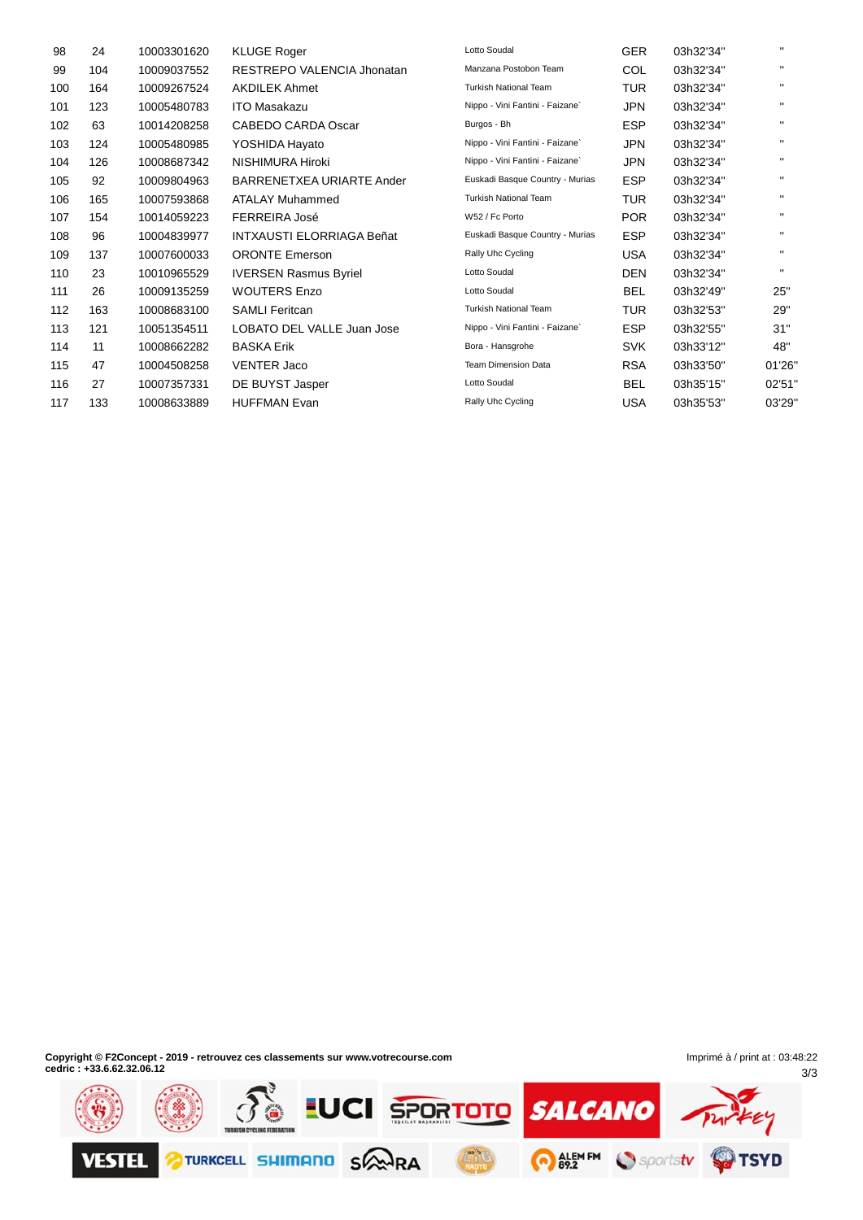| | | | | | | | |
|---|---|---|---|---|---|---|---|
| 98 | 24 | 10003301620 | KLUGE Roger | Lotto Soudal | GER | 03h32'34'' | '' |
| 99 | 104 | 10009037552 | RESTREPO VALENCIA Jhonatan | Manzana Postobon Team | COL | 03h32'34'' | '' |
| 100 | 164 | 10009267524 | AKDILEK Ahmet | Turkish National Team | TUR | 03h32'34'' | '' |
| 101 | 123 | 10005480783 | ITO Masakazu | Nippo - Vini Fantini - Faizane` | JPN | 03h32'34'' | '' |
| 102 | 63 | 10014208258 | CABEDO CARDA Oscar | Burgos - Bh | ESP | 03h32'34'' | '' |
| 103 | 124 | 10005480985 | YOSHIDA Hayato | Nippo - Vini Fantini - Faizane` | JPN | 03h32'34'' | '' |
| 104 | 126 | 10008687342 | NISHIMURA Hiroki | Nippo - Vini Fantini - Faizane` | JPN | 03h32'34'' | '' |
| 105 | 92 | 10009804963 | BARRENETXEA URIARTE Ander | Euskadi Basque Country - Murias | ESP | 03h32'34'' | '' |
| 106 | 165 | 10007593868 | ATALAY Muhammed | Turkish National Team | TUR | 03h32'34'' | '' |
| 107 | 154 | 10014059223 | FERREIRA José | W52 / Fc Porto | POR | 03h32'34'' | '' |
| 108 | 96 | 10004839977 | INTXAUSTI ELORRIAGA Beñat | Euskadi Basque Country - Murias | ESP | 03h32'34'' | '' |
| 109 | 137 | 10007600033 | ORONTE Emerson | Rally Uhc Cycling | USA | 03h32'34'' | '' |
| 110 | 23 | 10010965529 | IVERSEN Rasmus Byriel | Lotto Soudal | DEN | 03h32'34'' | '' |
| 111 | 26 | 10009135259 | WOUTERS Enzo | Lotto Soudal | BEL | 03h32'49'' | 25'' |
| 112 | 163 | 10008683100 | SAMLI Feritcan | Turkish National Team | TUR | 03h32'53'' | 29'' |
| 113 | 121 | 10051354511 | LOBATO DEL VALLE Juan Jose | Nippo - Vini Fantini - Faizane` | ESP | 03h32'55'' | 31'' |
| 114 | 11 | 10008662282 | BASKA Erik | Bora - Hansgrohe | SVK | 03h33'12'' | 48'' |
| 115 | 47 | 10004508258 | VENTER Jaco | Team Dimension Data | RSA | 03h33'50'' | 01'26'' |
| 116 | 27 | 10007357331 | DE BUYST Jasper | Lotto Soudal | BEL | 03h35'15'' | 02'51'' |
| 117 | 133 | 10008633889 | HUFFMAN Evan | Rally Uhc Cycling | USA | 03h35'53'' | 03'29'' |

**Copyright © F2Concept - 2019 - retrouvez ces classements sur www.votrecourse.com**
**cedric : +33.6.62.32.06.12**

Imprimé à / print at : 03:48:22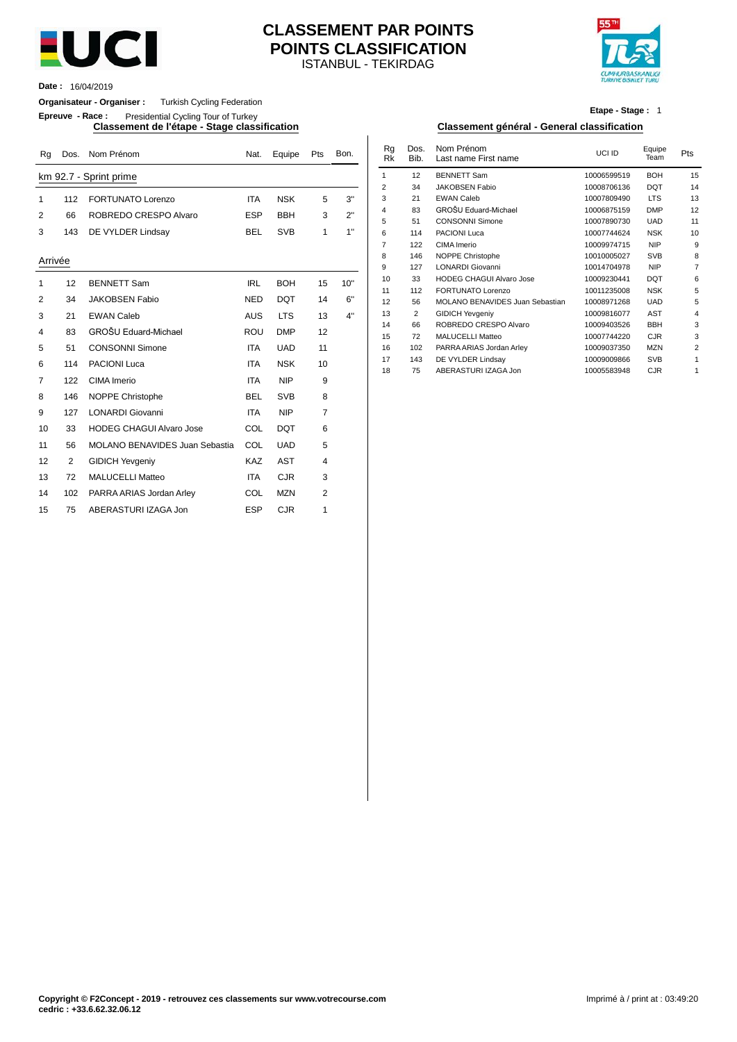# CLASSEMENT PAR POINTS
# POINTS CLASSIFICATION
ISTANBUL - TEKIRDAG

**Date :** 16/04/2019

**Organisateur - Organiser :** Turkish Cycling Federation

**Epreuve - Race :** Presidential Cycling Tour of Turkey

**Etape - Stage :** 1

## Classement de l'étape - Stage classification

| Rg | Dos. | Nom Prénom | Nat. | Equipe | Pts | Bon. |
|---|---|---|---|---|---|---|
| **km 92.7 - Sprint prime** | | | | | | |
| 1 | 112 | FORTUNATO Lorenzo | ITA | NSK | 5 | 3'' |
| 2 | 66 | ROBREDO CRESPO Alvaro | ESP | BBH | 3 | 2'' |
| 3 | 143 | DE VYLDER Lindsay | BEL | SVB | 1 | 1'' |
| **Arrivée** | | | | | | |
| 1 | 12 | BENNETT Sam | IRL | BOH | 15 | 10'' |
| 2 | 34 | JAKOBSEN Fabio | NED | DQT | 14 | 6'' |
| 3 | 21 | EWAN Caleb | AUS | LTS | 13 | 4'' |
| 4 | 83 | GROŠU Eduard-Michael | ROU | DMP | 12 | |
| 5 | 51 | CONSONNI Simone | ITA | UAD | 11 | |
| 6 | 114 | PACIONI Luca | ITA | NSK | 10 | |
| 7 | 122 | CIMA Imerio | ITA | NIP | 9 | |
| 8 | 146 | NOPPE Christophe | BEL | SVB | 8 | |
| 9 | 127 | LONARDI Giovanni | ITA | NIP | 7 | |
| 10 | 33 | HODEG CHAGUI Alvaro Jose | COL | DQT | 6 | |
| 11 | 56 | MOLANO BENAVIDES Juan Sebastia | COL | UAD | 5 | |
| 12 | 2 | GIDICH Yevgeniy | KAZ | AST | 4 | |
| 13 | 72 | MALUCELLI Matteo | ITA | CJR | 3 | |
| 14 | 102 | PARRA ARIAS Jordan Arley | COL | MZN | 2 | |
| 15 | 75 | ABERASTURI IZAGA Jon | ESP | CJR | 1 | |

## Classement général - General classification

| Rg Rk | Dos. Bib. | Nom Prénom Last name First name | UCI ID | Equipe Team | Pts |
|---|---|---|---|---|---|
| 1 | 12 | BENNETT Sam | 10006599519 | BOH | 15 |
| 2 | 34 | JAKOBSEN Fabio | 10008706136 | DQT | 14 |
| 3 | 21 | EWAN Caleb | 10007809490 | LTS | 13 |
| 4 | 83 | GROŠU Eduard-Michael | 10006875159 | DMP | 12 |
| 5 | 51 | CONSONNI Simone | 10007890730 | UAD | 11 |
| 6 | 114 | PACIONI Luca | 10007744624 | NSK | 10 |
| 7 | 122 | CIMA Imerio | 10009974715 | NIP | 9 |
| 8 | 146 | NOPPE Christophe | 10010005027 | SVB | 8 |
| 9 | 127 | LONARDI Giovanni | 10014704978 | NIP | 7 |
| 10 | 33 | HODEG CHAGUI Alvaro Jose | 10009230441 | DQT | 6 |
| 11 | 112 | FORTUNATO Lorenzo | 10011235008 | NSK | 5 |
| 12 | 56 | MOLANO BENAVIDES Juan Sebastian | 10008971268 | UAD | 5 |
| 13 | 2 | GIDICH Yevgeniy | 10009816077 | AST | 4 |
| 14 | 66 | ROBREDO CRESPO Alvaro | 10009403526 | BBH | 3 |
| 15 | 72 | MALUCELLI Matteo | 10007744220 | CJR | 3 |
| 16 | 102 | PARRA ARIAS Jordan Arley | 10009037350 | MZN | 2 |
| 17 | 143 | DE VYLDER Lindsay | 10009009866 | SVB | 1 |
| 18 | 75 | ABERASTURI IZAGA Jon | 10005583948 | CJR | 1 |

**Copyright © F2Concept - 2019 - retrouvez ces classements sur www.votrecourse.com**
**cedric : +33.6.62.32.06.12**

Imprimé à / print at : 03:49:20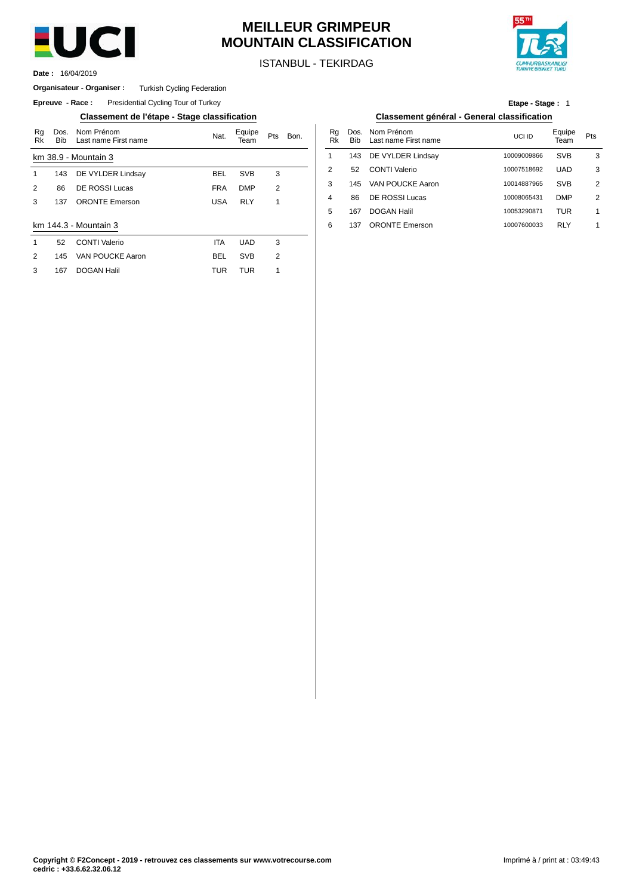# MEILLEUR GRIMPEUR
# MOUNTAIN CLASSIFICATION

ISTANBUL - TEKIRDAG

**Date :** 16/04/2019

**Organisateur - Organiser :** Turkish Cycling Federation

**Epreuve - Race :** Presidential Cycling Tour of Turkey

**Etape - Stage :** 1

## Classement de l'étape - Stage classification

| Rg Rk | Dos. Bib | Nom Prénom Last name First name | Nat. | Equipe Team | Pts | Bon. |
|---|---|---|---|---|---|---|
| **km 38.9 - Mountain 3** | | | | | | |
| 1 | 143 | DE VYLDER Lindsay | BEL | SVB | 3 | |
| 2 | 86 | DE ROSSI Lucas | FRA | DMP | 2 | |
| 3 | 137 | ORONTE Emerson | USA | RLY | 1 | |
| **km 144.3 - Mountain 3** | | | | | | |
| 1 | 52 | CONTI Valerio | ITA | UAD | 3 | |
| 2 | 145 | VAN POUCKE Aaron | BEL | SVB | 2 | |
| 3 | 167 | DOGAN Halil | TUR | TUR | 1 | |

## Classement général - General classification

| Rg Rk | Dos. Bib | Nom Prénom Last name First name | UCI ID | Equipe Team | Pts |
|---|---|---|---|---|---|
| 1 | 143 | DE VYLDER Lindsay | 10009009866 | SVB | 3 |
| 2 | 52 | CONTI Valerio | 10007518692 | UAD | 3 |
| 3 | 145 | VAN POUCKE Aaron | 10014887965 | SVB | 2 |
| 4 | 86 | DE ROSSI Lucas | 10008065431 | DMP | 2 |
| 5 | 167 | DOGAN Halil | 10053290871 | TUR | 1 |
| 6 | 137 | ORONTE Emerson | 10007600033 | RLY | 1 |

**Copyright © F2Concept - 2019 - retrouvez ces classements sur www.votrecourse.com**
**cedric : +33.6.62.32.06.12**

Imprimé à / print at : 03:49:43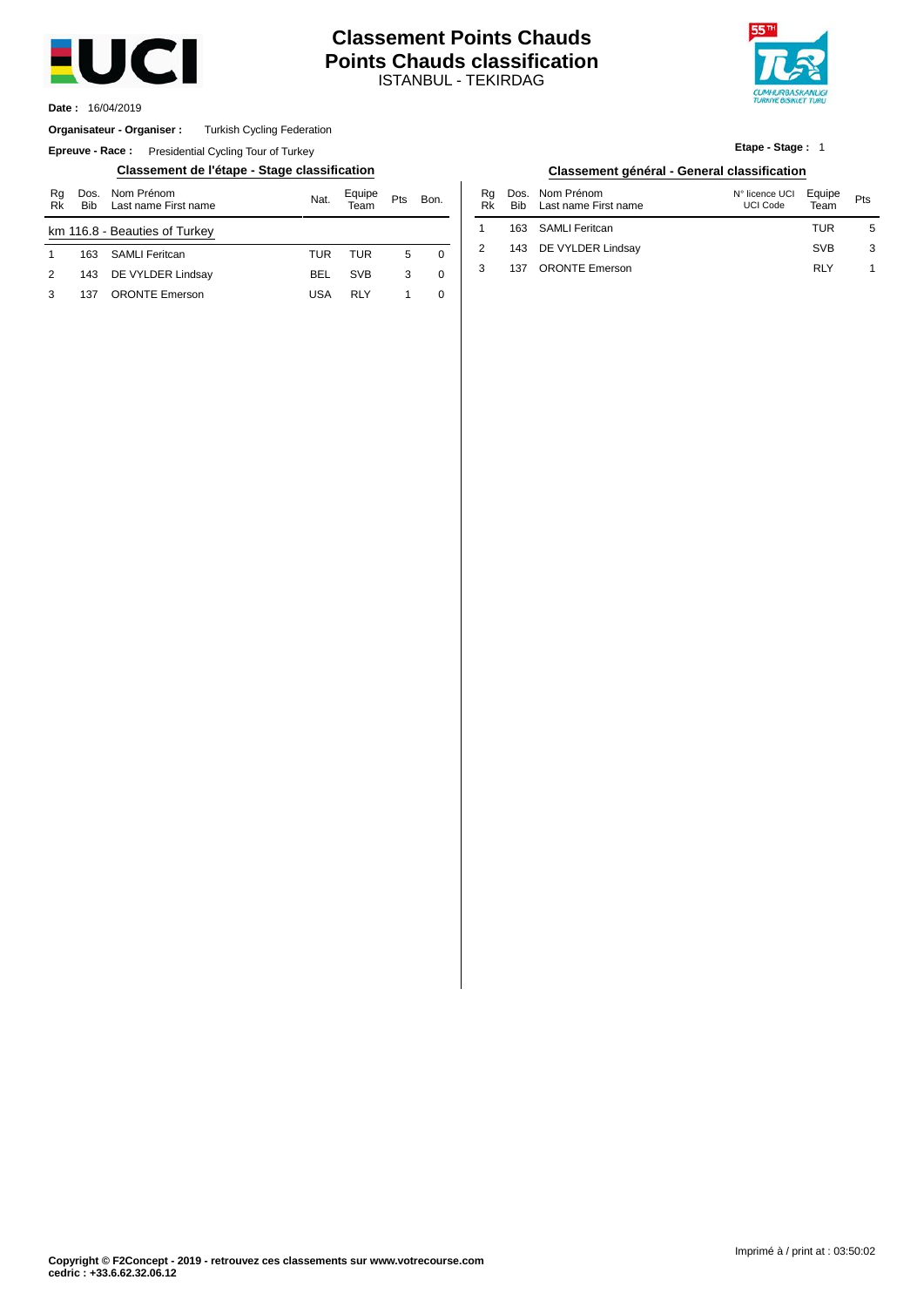# Classement Points Chauds
# Points Chauds classification
ISTANBUL - TEKIRDAG

**Date :** 16/04/2019

**Organisateur - Organiser :** Turkish Cycling Federation

**Epreuve - Race :** Presidential Cycling Tour of Turkey

**Etape - Stage :** 1

## Classement de l'étape - Stage classification

| Rg Rk | Dos. Bib | Nom Prénom Last name First name | Nat. | Equipe Team | Pts | Bon. |
|---|---|---|---|---|---|---|
| km 116.8 - Beauties of Turkey | | | | | | |
| 1 | 163 | SAMLI Feritcan | TUR | TUR | 5 | 0 |
| 2 | 143 | DE VYLDER Lindsay | BEL | SVB | 3 | 0 |
| 3 | 137 | ORONTE Emerson | USA | RLY | 1 | 0 |

## Classement général - General classification

| Rg Rk | Dos. Bib | Nom Prénom Last name First name | N° licence UCI UCI Code | Equipe Team | Pts |
|---|---|---|---|---|---|
| 1 | 163 | SAMLI Feritcan | | TUR | 5 |
| 2 | 143 | DE VYLDER Lindsay | | SVB | 3 |
| 3 | 137 | ORONTE Emerson | | RLY | 1 |

**Copyright © F2Concept - 2019 - retrouvez ces classements sur www.votrecourse.com**
**cedric : +33.6.62.32.06.12**

Imprimé à / print at : 03:50:02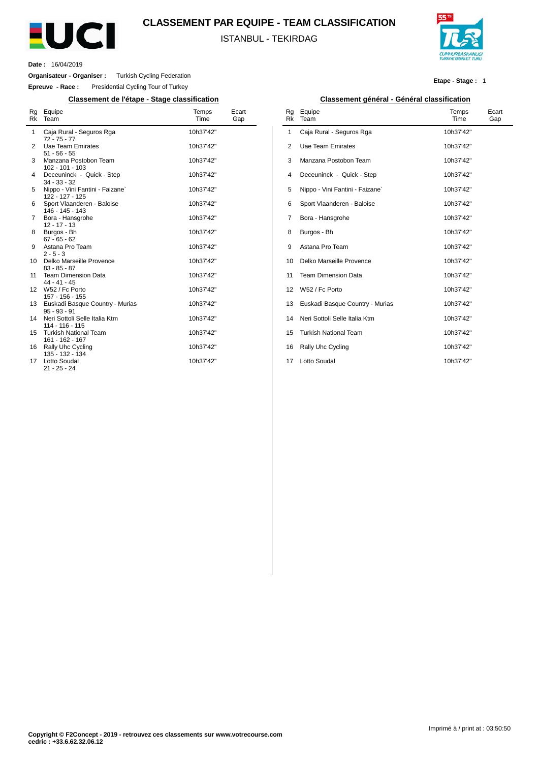# CLASSEMENT PAR EQUIPE - TEAM CLASSIFICATION

ISTANBUL - TEKIRDAG

**Date :** 16/04/2019

**Organisateur - Organiser :** Turkish Cycling Federation

**Epreuve - Race :** Presidential Cycling Tour of Turkey

**Etape - Stage :** 1

## Classement de l'étape - Stage classification

| Rg Rk | Equipe Team | Temps Time | Ecart Gap |
|---|---|---|---|
| 1 | Caja Rural - Seguros Rga<br>72 - 75 - 77 | 10h37'42" | |
| 2 | Uae Team Emirates<br>51 - 56 - 55 | 10h37'42" | |
| 3 | Manzana Postobon Team<br>102 - 101 - 103 | 10h37'42" | |
| 4 | Deceuninck - Quick - Step<br>34 - 33 - 32 | 10h37'42" | |
| 5 | Nippo - Vini Fantini - Faizane`<br>122 - 127 - 125 | 10h37'42" | |
| 6 | Sport Vlaanderen - Baloise<br>146 - 145 - 143 | 10h37'42" | |
| 7 | Bora - Hansgrohe<br>12 - 17 - 13 | 10h37'42" | |
| 8 | Burgos - Bh<br>67 - 65 - 62 | 10h37'42" | |
| 9 | Astana Pro Team<br>2 - 5 - 3 | 10h37'42" | |
| 10 | Delko Marseille Provence<br>83 - 85 - 87 | 10h37'42" | |
| 11 | Team Dimension Data<br>44 - 41 - 45 | 10h37'42" | |
| 12 | W52 / Fc Porto<br>157 - 156 - 155 | 10h37'42" | |
| 13 | Euskadi Basque Country - Murias<br>95 - 93 - 91 | 10h37'42" | |
| 14 | Neri Sottoli Selle Italia Ktm<br>114 - 116 - 115 | 10h37'42" | |
| 15 | Turkish National Team<br>161 - 162 - 167 | 10h37'42" | |
| 16 | Rally Uhc Cycling<br>135 - 132 - 134 | 10h37'42" | |
| 17 | Lotto Soudal<br>21 - 25 - 24 | 10h37'42" | |

## Classement général - Général classification

| Rg Rk | Equipe Team | Temps Time | Ecart Gap |
|---|---|---|---|
| 1 | Caja Rural - Seguros Rga | 10h37'42" | |
| 2 | Uae Team Emirates | 10h37'42" | |
| 3 | Manzana Postobon Team | 10h37'42" | |
| 4 | Deceuninck - Quick - Step | 10h37'42" | |
| 5 | Nippo - Vini Fantini - Faizane` | 10h37'42" | |
| 6 | Sport Vlaanderen - Baloise | 10h37'42" | |
| 7 | Bora - Hansgrohe | 10h37'42" | |
| 8 | Burgos - Bh | 10h37'42" | |
| 9 | Astana Pro Team | 10h37'42" | |
| 10 | Delko Marseille Provence | 10h37'42" | |
| 11 | Team Dimension Data | 10h37'42" | |
| 12 | W52 / Fc Porto | 10h37'42" | |
| 13 | Euskadi Basque Country - Murias | 10h37'42" | |
| 14 | Neri Sottoli Selle Italia Ktm | 10h37'42" | |
| 15 | Turkish National Team | 10h37'42" | |
| 16 | Rally Uhc Cycling | 10h37'42" | |
| 17 | Lotto Soudal | 10h37'42" | |

Imprimé à / print at : 03:50:50

**Copyright © F2Concept - 2019 - retrouvez ces classements sur www.votrecourse.com**
**cedric : +33.6.62.32.06.12**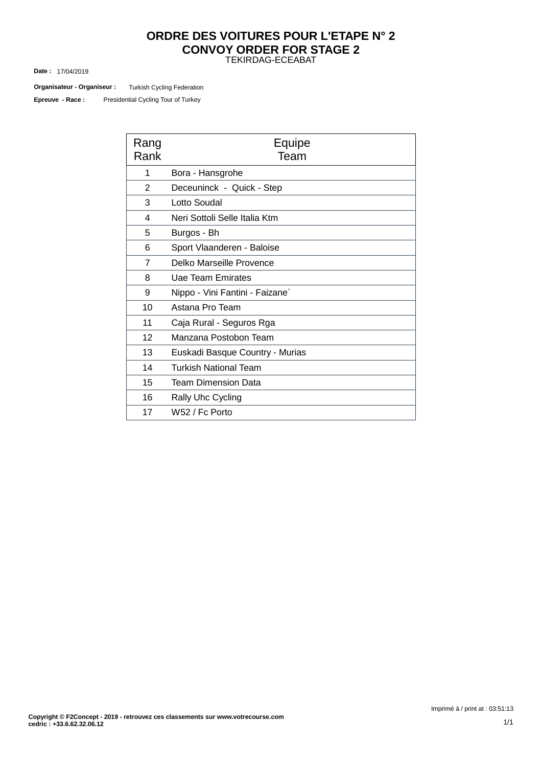# ORDRE DES VOITURES POUR L'ETAPE N° 2
# CONVOY ORDER FOR STAGE 2

TEKIRDAG-ECEABAT

**Date :** 17/04/2019

**Organisateur - Organiseur :** Turkish Cycling Federation

**Epreuve - Race :** Presidential Cycling Tour of Turkey

| Rang Rank | Equipe Team |
|---|---|
| 1 | Bora - Hansgrohe |
| 2 | Deceuninck - Quick - Step |
| 3 | Lotto Soudal |
| 4 | Neri Sottoli Selle Italia Ktm |
| 5 | Burgos - Bh |
| 6 | Sport Vlaanderen - Baloise |
| 7 | Delko Marseille Provence |
| 8 | Uae Team Emirates |
| 9 | Nippo - Vini Fantini - Faizane` |
| 10 | Astana Pro Team |
| 11 | Caja Rural - Seguros Rga |
| 12 | Manzana Postobon Team |
| 13 | Euskadi Basque Country - Murias |
| 14 | Turkish National Team |
| 15 | Team Dimension Data |
| 16 | Rally Uhc Cycling |
| 17 | W52 / Fc Porto |

Imprimé à / print at : 03:51:13

**Copyright © F2Concept - 2019 - retrouvez ces classements sur www.votrecourse.com**
**cedric : +33.6.62.32.06.12**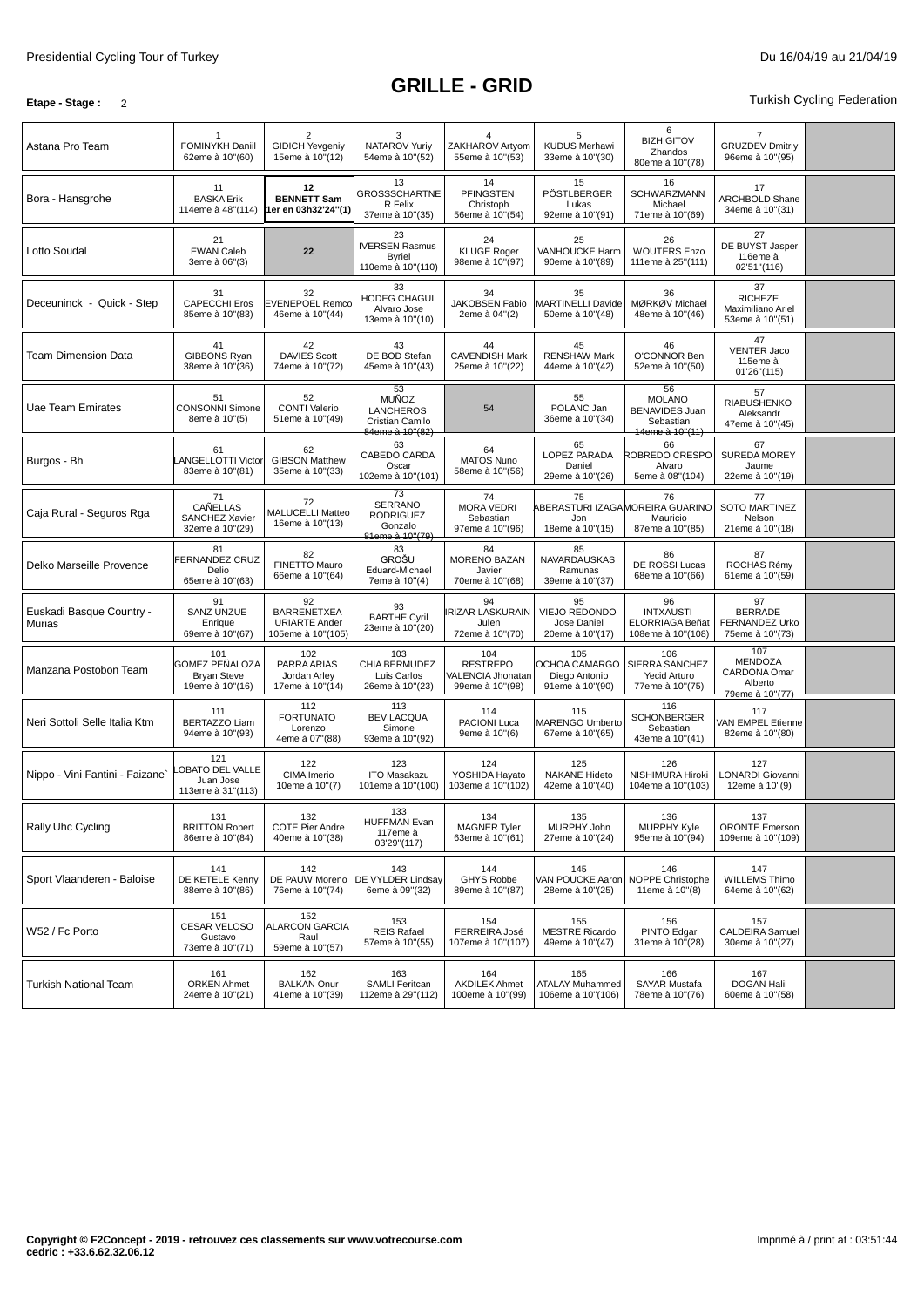Presidential Cycling Tour of Turkey

Du 16/04/19 au 21/04/19

# GRILLE - GRID

**Etape - Stage :** 2

Turkish Cycling Federation

| Team | | | | | | | | |
|---|---|---|---|---|---|---|---|---|
| Astana Pro Team | 1 FOMINYKH Daniil 62eme à 10''(60) | 2 GIDICH Yevgeniy 15eme à 10''(12) | 3 NATAROV Yuriy 54eme à 10''(52) | 4 ZAKHAROV Artyom 55eme à 10''(53) | 5 KUDUS Merhawi 33eme à 10''(30) | 6 BIZHIGITOV Zhandos 80eme à 10''(78) | 7 GRUZDEV Dmitriy 96eme à 10''(95) | |
| Bora - Hansgrohe | 11 BASKA Erik 114eme à 48''(114) | **12 BENNETT Sam 1er en 03h32'24''(1)** | 13 GROSSSCHARTNER Felix 37eme à 10''(35) | 14 PFINGSTEN Christoph 56eme à 10''(54) | 15 PÖSTLBERGER Lukas 92eme à 10''(91) | 16 SCHWARZMANN Michael 71eme à 10''(69) | 17 ARCHBOLD Shane 34eme à 10''(31) | |
| Lotto Soudal | 21 EWAN Caleb 3eme à 06''(3) | 22 | 23 IVERSEN Rasmus Byriel 110eme à 10''(110) | 24 KLUGE Roger 98eme à 10''(97) | 25 VANHOUCKE Harm 90eme à 10''(89) | 26 WOUTERS Enzo 111eme à 25''(111) | 27 DE BUYST Jasper 116eme à 02'51''(116) | |
| Deceuninck - Quick - Step | 31 CAPECCHI Eros 85eme à 10''(83) | 32 EVENEPOEL Remco 46eme à 10''(44) | 33 HODEG CHAGUI Alvaro Jose 13eme à 10''(10) | 34 JAKOBSEN Fabio 2eme à 04''(2) | 35 MARTINELLI Davide 50eme à 10''(48) | 36 MØRKØV Michael 48eme à 10''(46) | 37 RICHEZE Maximiliano Ariel 53eme à 10''(51) | |
| Team Dimension Data | 41 GIBBONS Ryan 38eme à 10''(36) | 42 DAVIES Scott 74eme à 10''(72) | 43 DE BOD Stefan 45eme à 10''(43) | 44 CAVENDISH Mark 25eme à 10''(22) | 45 RENSHAW Mark 44eme à 10''(42) | 46 O'CONNOR Ben 52eme à 10''(50) | 47 VENTER Jaco 115eme à 01'26''(115) | |
| Uae Team Emirates | 51 CONSONNI Simone 8eme à 10''(5) | 52 CONTI Valerio 51eme à 10''(49) | 53 MUÑOZ LANCHEROS Cristian Camilo 84eme à 10''(82) | 54 | 55 POLANC Jan 36eme à 10''(34) | 56 MOLANO BENAVIDES Juan Sebastian 14eme à 10''(11) | 57 RIABUSHENKO Aleksandr 47eme à 10''(45) | |
| Burgos - Bh | 61 LANGELLOTTI Victor 83eme à 10''(81) | 62 GIBSON Matthew 35eme à 10''(33) | 63 CABEDO CARDA Oscar 102eme à 10''(101) | 64 MATOS Nuno 58eme à 10''(56) | 65 LOPEZ PARADA Daniel 29eme à 10''(26) | 66 ROBREDO CRESPO Alvaro 5eme à 08''(104) | 67 SUREDA MOREY Jaume 22eme à 10''(19) | |
| Caja Rural - Seguros Rga | 71 CAÑELLAS SANCHEZ Xavier 32eme à 10''(29) | 72 MALUCELLI Matteo 16eme à 10''(13) | 73 SERRANO RODRIGUEZ Gonzalo 81eme à 10''(79) | 74 MORA VEDRI Sebastian 97eme à 10''(96) | 75 ABERASTURI IZAGA Jon 18eme à 10''(15) | 76 MOREIRA GUARINO Mauricio 87eme à 10''(85) | 77 SOTO MARTINEZ Nelson 21eme à 10''(18) | |
| Delko Marseille Provence | 81 FERNANDEZ CRUZ Delio 65eme à 10''(63) | 82 FINETTO Mauro 66eme à 10''(64) | 83 GROŠU Eduard-Michael 7eme à 10''(4) | 84 MORENO BAZAN Javier 70eme à 10''(68) | 85 NAVARDAUSKAS Ramunas 39eme à 10''(37) | 86 DE ROSSI Lucas 68eme à 10''(66) | 87 ROCHAS Rémy 61eme à 10''(59) | |
| Euskadi Basque Country - Murias | 91 SANZ UNZUE Enrique 69eme à 10''(67) | 92 BARRENETXEA URIARTE Ander 105eme à 10''(105) | 93 BARTHE Cyril 23eme à 10''(20) | 94 IRIZAR LASKURAIN Julen 72eme à 10''(70) | 95 VIEJO REDONDO Jose Daniel 20eme à 10''(17) | 96 INTXAUSTI ELORRIAGA Beñat 108eme à 10''(108) | 97 BERRADE FERNANDEZ Urko 75eme à 10''(73) | |
| Manzana Postobon Team | 101 GOMEZ PEÑALOZA Bryan Steve 19eme à 10''(16) | 102 PARRA ARIAS Jordan Arley 17eme à 10''(14) | 103 CHIA BERMUDEZ Luis Carlos 26eme à 10''(23) | 104 RESTREPO VALENCIA Jhonatan 99eme à 10''(98) | 105 OCHOA CAMARGO Diego Antonio 91eme à 10''(90) | 106 SIERRA SANCHEZ Yecid Arturo 77eme à 10''(75) | 107 MENDOZA CARDONA Omar Alberto 79eme à 10''(77) | |
| Neri Sottoli Selle Italia Ktm | 111 BERTAZZO Liam 94eme à 10''(93) | 112 FORTUNATO Lorenzo 4eme à 07''(88) | 113 BEVILACQUA Simone 93eme à 10''(92) | 114 PACIONI Luca 9eme à 10''(6) | 115 MARENGO Umberto 67eme à 10''(65) | 116 SCHONBERGER Sebastian 43eme à 10''(41) | 117 VAN EMPEL Etienne 82eme à 10''(80) | |
| Nippo - Vini Fantini - Faizane` | 121 LOBATO DEL VALLE Juan Jose 113eme à 31''(113) | 122 CIMA Imerio 10eme à 10''(7) | 123 ITO Masakazu 101eme à 10''(100) | 124 YOSHIDA Hayato 103eme à 10''(102) | 125 NAKANE Hideto 42eme à 10''(40) | 126 NISHIMURA Hiroki 104eme à 10''(103) | 127 LONARDI Giovanni 12eme à 10''(9) | |
| Rally Uhc Cycling | 131 BRITTON Robert 86eme à 10''(84) | 132 COTE Pier Andre 40eme à 10''(38) | 133 HUFFMAN Evan 117eme à 03'29''(117) | 134 MAGNER Tyler 63eme à 10''(61) | 135 MURPHY John 27eme à 10''(24) | 136 MURPHY Kyle 95eme à 10''(94) | 137 ORONTE Emerson 109eme à 10''(109) | |
| Sport Vlaanderen - Baloise | 141 DE KETELE Kenny 88eme à 10''(86) | 142 DE PAUW Moreno 76eme à 10''(74) | 143 DE VYLDER Lindsay 6eme à 09''(32) | 144 GHYS Robbe 89eme à 10''(87) | 145 VAN POUCKE Aaron 28eme à 10''(25) | 146 NOPPE Christophe 11eme à 10''(8) | 147 WILLEMS Thimo 64eme à 10''(62) | |
| W52 / Fc Porto | 151 CESAR VELOSO Gustavo 73eme à 10''(71) | 152 ALARCON GARCIA Raul 59eme à 10''(57) | 153 REIS Rafael 57eme à 10''(55) | 154 FERREIRA José 107eme à 10''(107) | 155 MESTRE Ricardo 49eme à 10''(47) | 156 PINTO Edgar 31eme à 10''(28) | 157 CALDEIRA Samuel 30eme à 10''(27) | |
| Turkish National Team | 161 ORKEN Ahmet 24eme à 10''(21) | 162 BALKAN Onur 41eme à 10''(39) | 163 SAMLI Feritcan 112eme à 29''(112) | 164 AKDILEK Ahmet 100eme à 10''(99) | 165 ATALAY Muhammed 106eme à 10''(106) | 166 SAYAR Mustafa 78eme à 10''(76) | 167 DOGAN Halil 60eme à 10''(58) | |

**Copyright © F2Concept - 2019 - retrouvez ces classements sur www.votrecourse.com**
**cedric : +33.6.62.32.06.12**

Imprimé à / print at : 03:51:44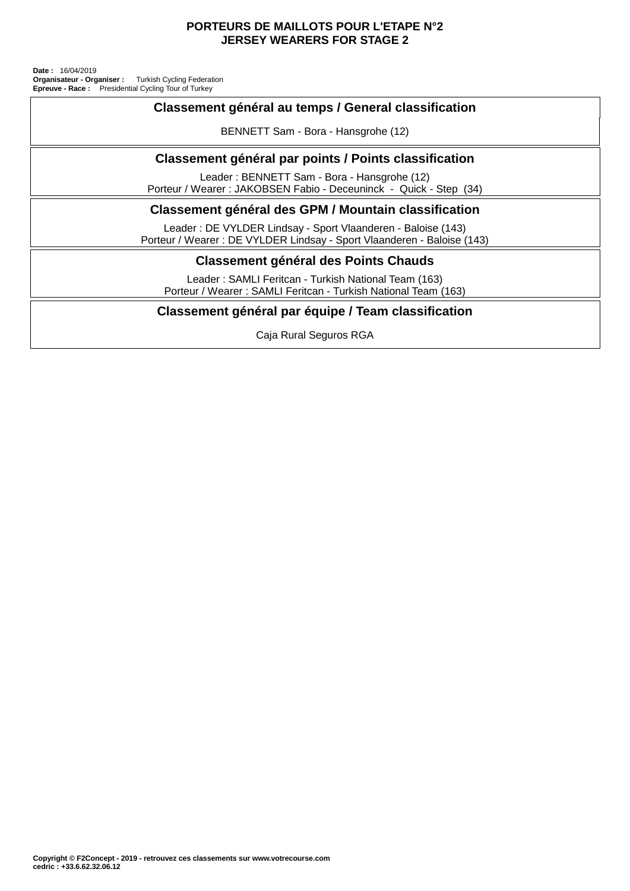# PORTEURS DE MAILLOTS POUR L'ETAPE N°2
# JERSEY WEARERS FOR STAGE 2

**Date :** 16/04/2019
**Organisateur - Organiser :** Turkish Cycling Federation
**Epreuve - Race :** Presidential Cycling Tour of Turkey

## Classement général au temps / General classification

BENNETT Sam - Bora - Hansgrohe (12)

## Classement général par points / Points classification

Leader : BENNETT Sam - Bora - Hansgrohe (12)
Porteur / Wearer : JAKOBSEN Fabio - Deceuninck - Quick - Step (34)

## Classement général des GPM / Mountain classification

Leader : DE VYLDER Lindsay - Sport Vlaanderen - Baloise (143)
Porteur / Wearer : DE VYLDER Lindsay - Sport Vlaanderen - Baloise (143)

## Classement général des Points Chauds

Leader : SAMLI Feritcan - Turkish National Team (163)
Porteur / Wearer : SAMLI Feritcan - Turkish National Team (163)

## Classement général par équipe / Team classification

Caja Rural Seguros RGA

**Copyright © F2Concept - 2019 - retrouvez ces classements sur www.votrecourse.com**
**cedric : +33.6.62.32.06.12**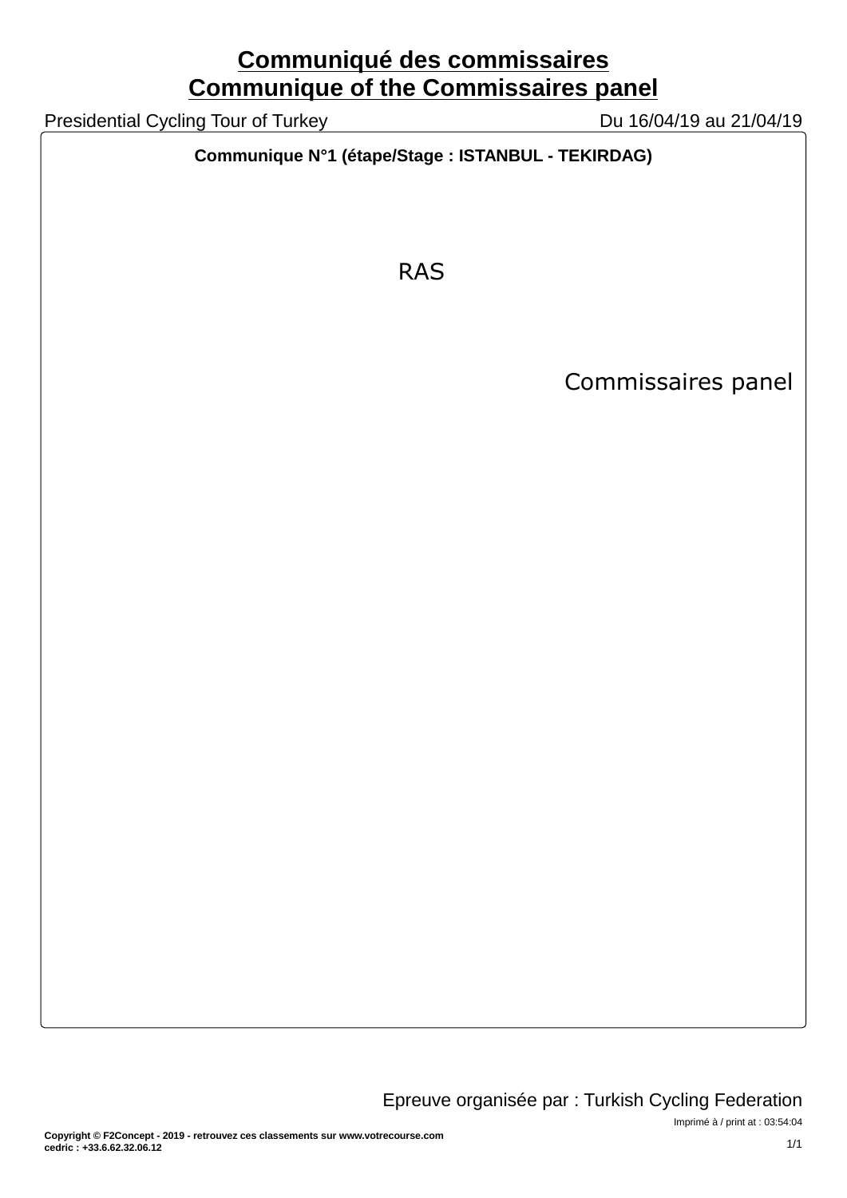# Communiqué des commissaires
# Communique of the Commissaires panel

Presidential Cycling Tour of Turkey — Du 16/04/19 au 21/04/19

**Communique N°1 (étape/Stage : ISTANBUL - TEKIRDAG)**

RAS

Commissaires panel

Epreuve organisée par : Turkish Cycling Federation

Imprimé à / print at : 03:54:04

**Copyright © F2Concept - 2019 - retrouvez ces classements sur www.votrecourse.com**
**cedric : +33.6.62.32.06.12**